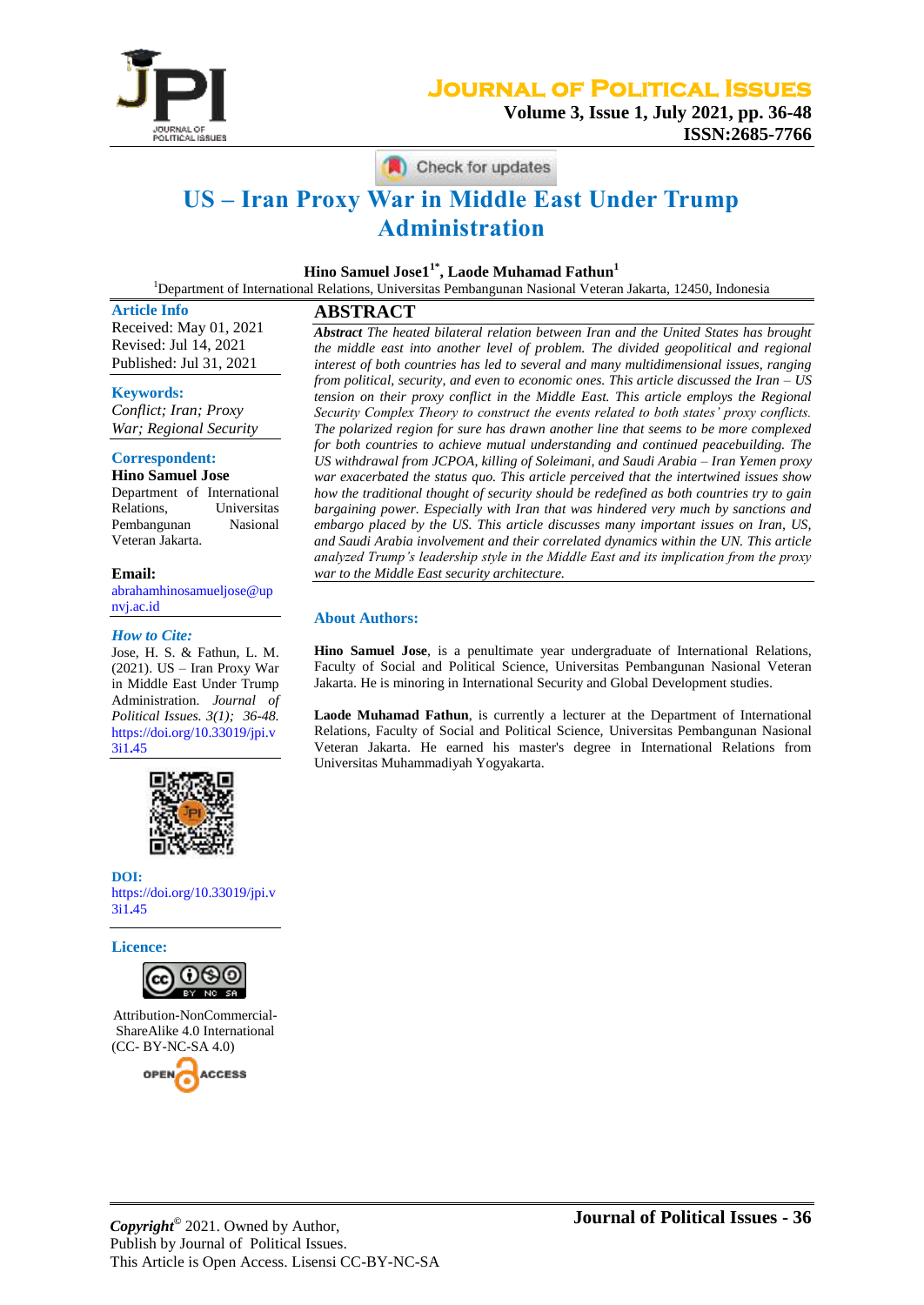# US – Iran Proxy War in Middle East Under Trump Administration

**Hino Samuel Jose1[1*], Laode Muhamad Fathun[1]**

[1]Department of International Relations, Universitas Pembangunan Nasional Veteran Jakarta, 12450, Indonesia

**Article Info**

Received: May 01, 2021
Revised: Jul 14, 2021
Published: Jul 31, 2021

**Keywords:**

*Conflict; Iran; Proxy War; Regional Security*

**Correspondent:**

**Hino Samuel Jose**
Department of International Relations, Universitas Pembangunan Nasional Veteran Jakarta.

**Email:**
abrahamhinosamueljose@upnvj.ac.id

***How to Cite:***

Jose, H. S. & Fathun, L. M. (2021). US – Iran Proxy War in Middle East Under Trump Administration. *Journal of Political Issues. 3(1); 36-48.* https://doi.org/10.33019/jpi.v3i1.45

**DOI:**
https://doi.org/10.33019/jpi.v3i1.45

**Licence:**

Attribution-NonCommercial-ShareAlike 4.0 International (CC- BY-NC-SA 4.0)

## ABSTRACT

***Abstract*** *The heated bilateral relation between Iran and the United States has brought the middle east into another level of problem. The divided geopolitical and regional interest of both countries has led to several and many multidimensional issues, ranging from political, security, and even to economic ones. This article discussed the Iran – US tension on their proxy conflict in the Middle East. This article employs the Regional Security Complex Theory to construct the events related to both states' proxy conflicts. The polarized region for sure has drawn another line that seems to be more complexed for both countries to achieve mutual understanding and continued peacebuilding. The US withdrawal from JCPOA, killing of Soleimani, and Saudi Arabia – Iran Yemen proxy war exacerbated the status quo. This article perceived that the intertwined issues show how the traditional thought of security should be redefined as both countries try to gain bargaining power. Especially with Iran that was hindered very much by sanctions and embargo placed by the US. This article discusses many important issues on Iran, US, and Saudi Arabia involvement and their correlated dynamics within the UN. This article analyzed Trump's leadership style in the Middle East and its implication from the proxy war to the Middle East security architecture.*

### About Authors:

**Hino Samuel Jose**, is a penultimate year undergraduate of International Relations, Faculty of Social and Political Science, Universitas Pembangunan Nasional Veteran Jakarta. He is minoring in International Security and Global Development studies.

**Laode Muhamad Fathun**, is currently a lecturer at the Department of International Relations, Faculty of Social and Political Science, Universitas Pembangunan Nasional Veteran Jakarta. He earned his master's degree in International Relations from Universitas Muhammadiyah Yogyakarta.

***Copyright***© 2021. Owned by Author,
Publish by Journal of Political Issues.
This Article is Open Access. Lisensi CC-BY-NC-SA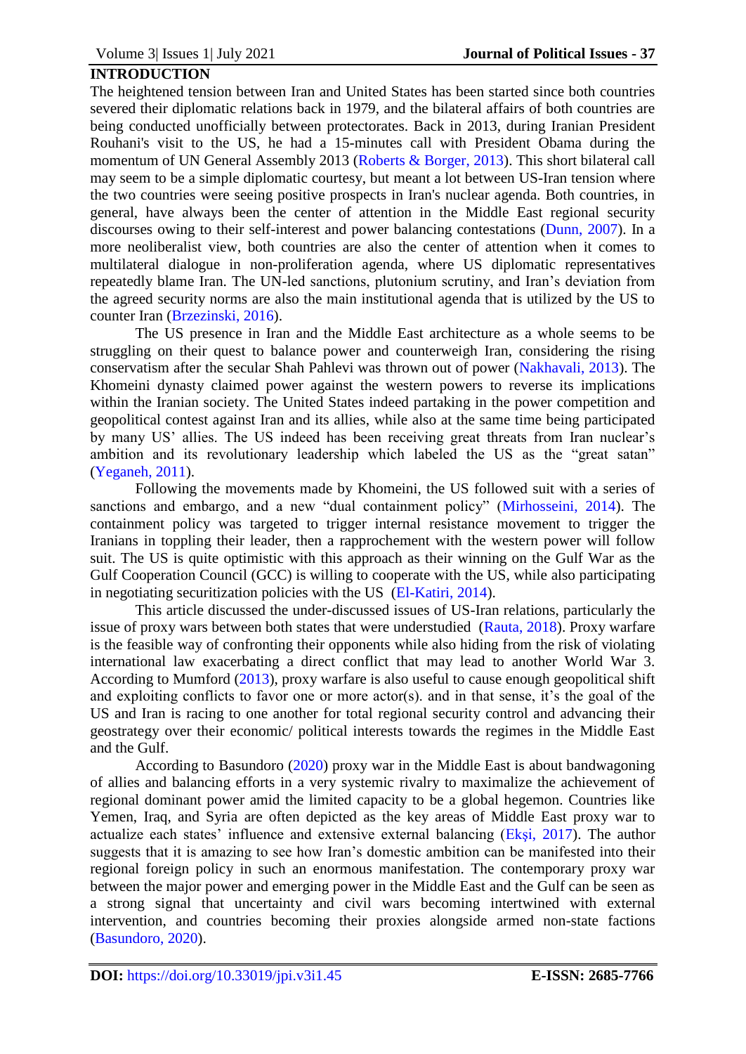## INTRODUCTION

The heightened tension between Iran and United States has been started since both countries severed their diplomatic relations back in 1979, and the bilateral affairs of both countries are being conducted unofficially between protectorates. Back in 2013, during Iranian President Rouhani's visit to the US, he had a 15-minutes call with President Obama during the momentum of UN General Assembly 2013 (Roberts & Borger, 2013). This short bilateral call may seem to be a simple diplomatic courtesy, but meant a lot between US-Iran tension where the two countries were seeing positive prospects in Iran's nuclear agenda. Both countries, in general, have always been the center of attention in the Middle East regional security discourses owing to their self-interest and power balancing contestations (Dunn, 2007). In a more neoliberalist view, both countries are also the center of attention when it comes to multilateral dialogue in non-proliferation agenda, where US diplomatic representatives repeatedly blame Iran. The UN-led sanctions, plutonium scrutiny, and Iran's deviation from the agreed security norms are also the main institutional agenda that is utilized by the US to counter Iran (Brzezinski, 2016).

The US presence in Iran and the Middle East architecture as a whole seems to be struggling on their quest to balance power and counterweigh Iran, considering the rising conservatism after the secular Shah Pahlevi was thrown out of power (Nakhavali, 2013). The Khomeini dynasty claimed power against the western powers to reverse its implications within the Iranian society. The United States indeed partaking in the power competition and geopolitical contest against Iran and its allies, while also at the same time being participated by many US' allies. The US indeed has been receiving great threats from Iran nuclear's ambition and its revolutionary leadership which labeled the US as the "great satan" (Yeganeh, 2011).

Following the movements made by Khomeini, the US followed suit with a series of sanctions and embargo, and a new "dual containment policy" (Mirhosseini, 2014). The containment policy was targeted to trigger internal resistance movement to trigger the Iranians in toppling their leader, then a rapprochement with the western power will follow suit. The US is quite optimistic with this approach as their winning on the Gulf War as the Gulf Cooperation Council (GCC) is willing to cooperate with the US, while also participating in negotiating securitization policies with the US (El-Katiri, 2014).

This article discussed the under-discussed issues of US-Iran relations, particularly the issue of proxy wars between both states that were understudied (Rauta, 2018). Proxy warfare is the feasible way of confronting their opponents while also hiding from the risk of violating international law exacerbating a direct conflict that may lead to another World War 3. According to Mumford (2013), proxy warfare is also useful to cause enough geopolitical shift and exploiting conflicts to favor one or more actor(s). and in that sense, it's the goal of the US and Iran is racing to one another for total regional security control and advancing their geostrategy over their economic/ political interests towards the regimes in the Middle East and the Gulf.

According to Basundoro (2020) proxy war in the Middle East is about bandwagoning of allies and balancing efforts in a very systemic rivalry to maximalize the achievement of regional dominant power amid the limited capacity to be a global hegemon. Countries like Yemen, Iraq, and Syria are often depicted as the key areas of Middle East proxy war to actualize each states' influence and extensive external balancing (Ekşi, 2017). The author suggests that it is amazing to see how Iran's domestic ambition can be manifested into their regional foreign policy in such an enormous manifestation. The contemporary proxy war between the major power and emerging power in the Middle East and the Gulf can be seen as a strong signal that uncertainty and civil wars becoming intertwined with external intervention, and countries becoming their proxies alongside armed non-state factions (Basundoro, 2020).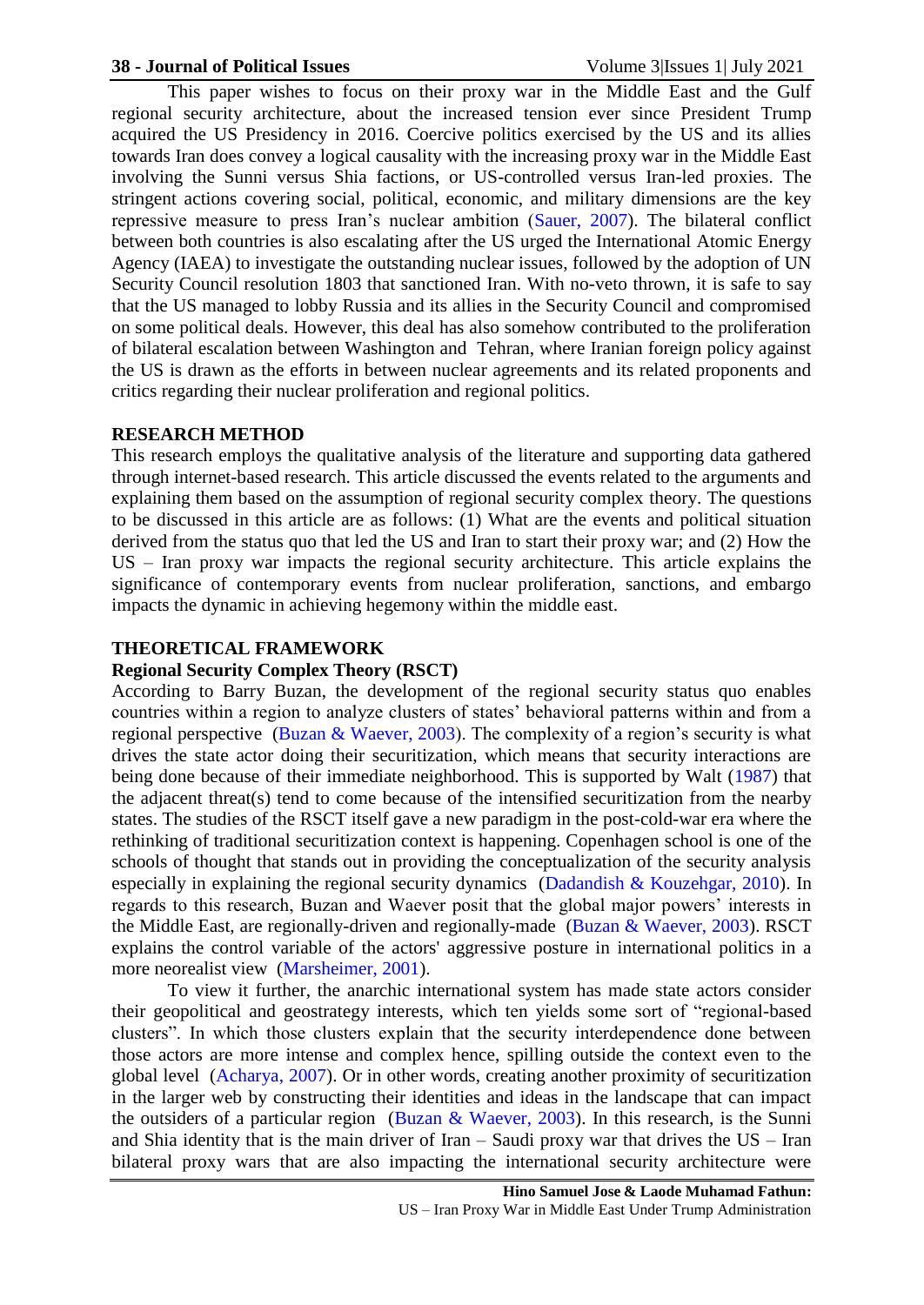This paper wishes to focus on their proxy war in the Middle East and the Gulf regional security architecture, about the increased tension ever since President Trump acquired the US Presidency in 2016. Coercive politics exercised by the US and its allies towards Iran does convey a logical causality with the increasing proxy war in the Middle East involving the Sunni versus Shia factions, or US-controlled versus Iran-led proxies. The stringent actions covering social, political, economic, and military dimensions are the key repressive measure to press Iran's nuclear ambition (Sauer, 2007). The bilateral conflict between both countries is also escalating after the US urged the International Atomic Energy Agency (IAEA) to investigate the outstanding nuclear issues, followed by the adoption of UN Security Council resolution 1803 that sanctioned Iran. With no-veto thrown, it is safe to say that the US managed to lobby Russia and its allies in the Security Council and compromised on some political deals. However, this deal has also somehow contributed to the proliferation of bilateral escalation between Washington and Tehran, where Iranian foreign policy against the US is drawn as the efforts in between nuclear agreements and its related proponents and critics regarding their nuclear proliferation and regional politics.

## RESEARCH METHOD

This research employs the qualitative analysis of the literature and supporting data gathered through internet-based research. This article discussed the events related to the arguments and explaining them based on the assumption of regional security complex theory. The questions to be discussed in this article are as follows: (1) What are the events and political situation derived from the status quo that led the US and Iran to start their proxy war; and (2) How the US – Iran proxy war impacts the regional security architecture. This article explains the significance of contemporary events from nuclear proliferation, sanctions, and embargo impacts the dynamic in achieving hegemony within the middle east.

## THEORETICAL FRAMEWORK

### Regional Security Complex Theory (RSCT)

According to Barry Buzan, the development of the regional security status quo enables countries within a region to analyze clusters of states' behavioral patterns within and from a regional perspective (Buzan & Waever, 2003). The complexity of a region's security is what drives the state actor doing their securitization, which means that security interactions are being done because of their immediate neighborhood. This is supported by Walt (1987) that the adjacent threat(s) tend to come because of the intensified securitization from the nearby states. The studies of the RSCT itself gave a new paradigm in the post-cold-war era where the rethinking of traditional securitization context is happening. Copenhagen school is one of the schools of thought that stands out in providing the conceptualization of the security analysis especially in explaining the regional security dynamics (Dadandish & Kouzehgar, 2010). In regards to this research, Buzan and Waever posit that the global major powers' interests in the Middle East, are regionally-driven and regionally-made (Buzan & Waever, 2003). RSCT explains the control variable of the actors' aggressive posture in international politics in a more neorealist view (Marsheimer, 2001).

To view it further, the anarchic international system has made state actors consider their geopolitical and geostrategy interests, which ten yields some sort of "regional-based clusters". In which those clusters explain that the security interdependence done between those actors are more intense and complex hence, spilling outside the context even to the global level (Acharya, 2007). Or in other words, creating another proximity of securitization in the larger web by constructing their identities and ideas in the landscape that can impact the outsiders of a particular region (Buzan & Waever, 2003). In this research, is the Sunni and Shia identity that is the main driver of Iran – Saudi proxy war that drives the US – Iran bilateral proxy wars that are also impacting the international security architecture were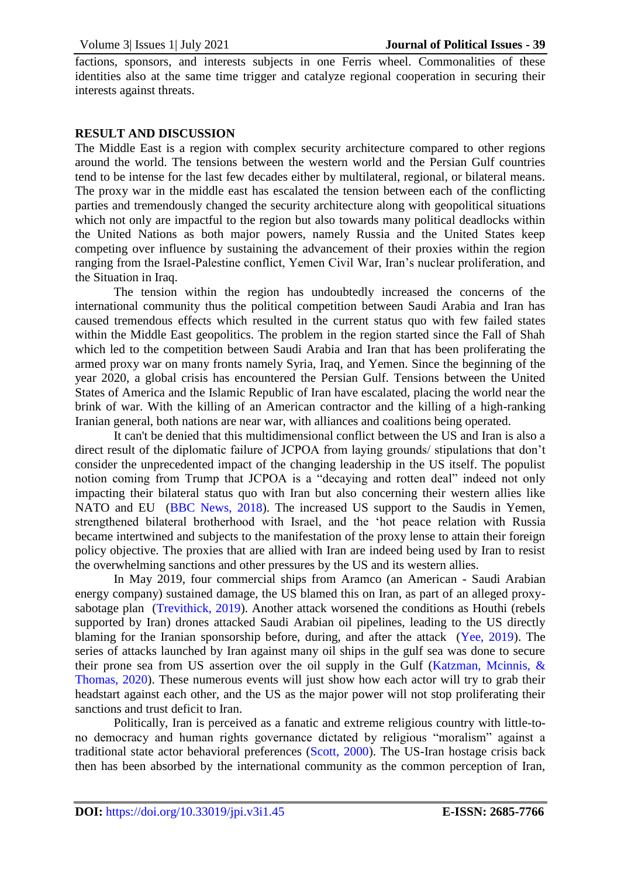factions, sponsors, and interests subjects in one Ferris wheel. Commonalities of these identities also at the same time trigger and catalyze regional cooperation in securing their interests against threats.

## RESULT AND DISCUSSION

The Middle East is a region with complex security architecture compared to other regions around the world. The tensions between the western world and the Persian Gulf countries tend to be intense for the last few decades either by multilateral, regional, or bilateral means. The proxy war in the middle east has escalated the tension between each of the conflicting parties and tremendously changed the security architecture along with geopolitical situations which not only are impactful to the region but also towards many political deadlocks within the United Nations as both major powers, namely Russia and the United States keep competing over influence by sustaining the advancement of their proxies within the region ranging from the Israel-Palestine conflict, Yemen Civil War, Iran's nuclear proliferation, and the Situation in Iraq.

The tension within the region has undoubtedly increased the concerns of the international community thus the political competition between Saudi Arabia and Iran has caused tremendous effects which resulted in the current status quo with few failed states within the Middle East geopolitics. The problem in the region started since the Fall of Shah which led to the competition between Saudi Arabia and Iran that has been proliferating the armed proxy war on many fronts namely Syria, Iraq, and Yemen. Since the beginning of the year 2020, a global crisis has encountered the Persian Gulf. Tensions between the United States of America and the Islamic Republic of Iran have escalated, placing the world near the brink of war. With the killing of an American contractor and the killing of a high-ranking Iranian general, both nations are near war, with alliances and coalitions being operated.

It can't be denied that this multidimensional conflict between the US and Iran is also a direct result of the diplomatic failure of JCPOA from laying grounds/ stipulations that don't consider the unprecedented impact of the changing leadership in the US itself. The populist notion coming from Trump that JCPOA is a "decaying and rotten deal" indeed not only impacting their bilateral status quo with Iran but also concerning their western allies like NATO and EU (BBC News, 2018). The increased US support to the Saudis in Yemen, strengthened bilateral brotherhood with Israel, and the 'hot peace relation with Russia became intertwined and subjects to the manifestation of the proxy lense to attain their foreign policy objective. The proxies that are allied with Iran are indeed being used by Iran to resist the overwhelming sanctions and other pressures by the US and its western allies.

In May 2019, four commercial ships from Aramco (an American - Saudi Arabian energy company) sustained damage, the US blamed this on Iran, as part of an alleged proxy-sabotage plan (Trevithick, 2019). Another attack worsened the conditions as Houthi (rebels supported by Iran) drones attacked Saudi Arabian oil pipelines, leading to the US directly blaming for the Iranian sponsorship before, during, and after the attack (Yee, 2019). The series of attacks launched by Iran against many oil ships in the gulf sea was done to secure their prone sea from US assertion over the oil supply in the Gulf (Katzman, Mcinnis, & Thomas, 2020). These numerous events will just show how each actor will try to grab their headstart against each other, and the US as the major power will not stop proliferating their sanctions and trust deficit to Iran.

Politically, Iran is perceived as a fanatic and extreme religious country with little-to-no democracy and human rights governance dictated by religious "moralism" against a traditional state actor behavioral preferences (Scott, 2000). The US-Iran hostage crisis back then has been absorbed by the international community as the common perception of Iran,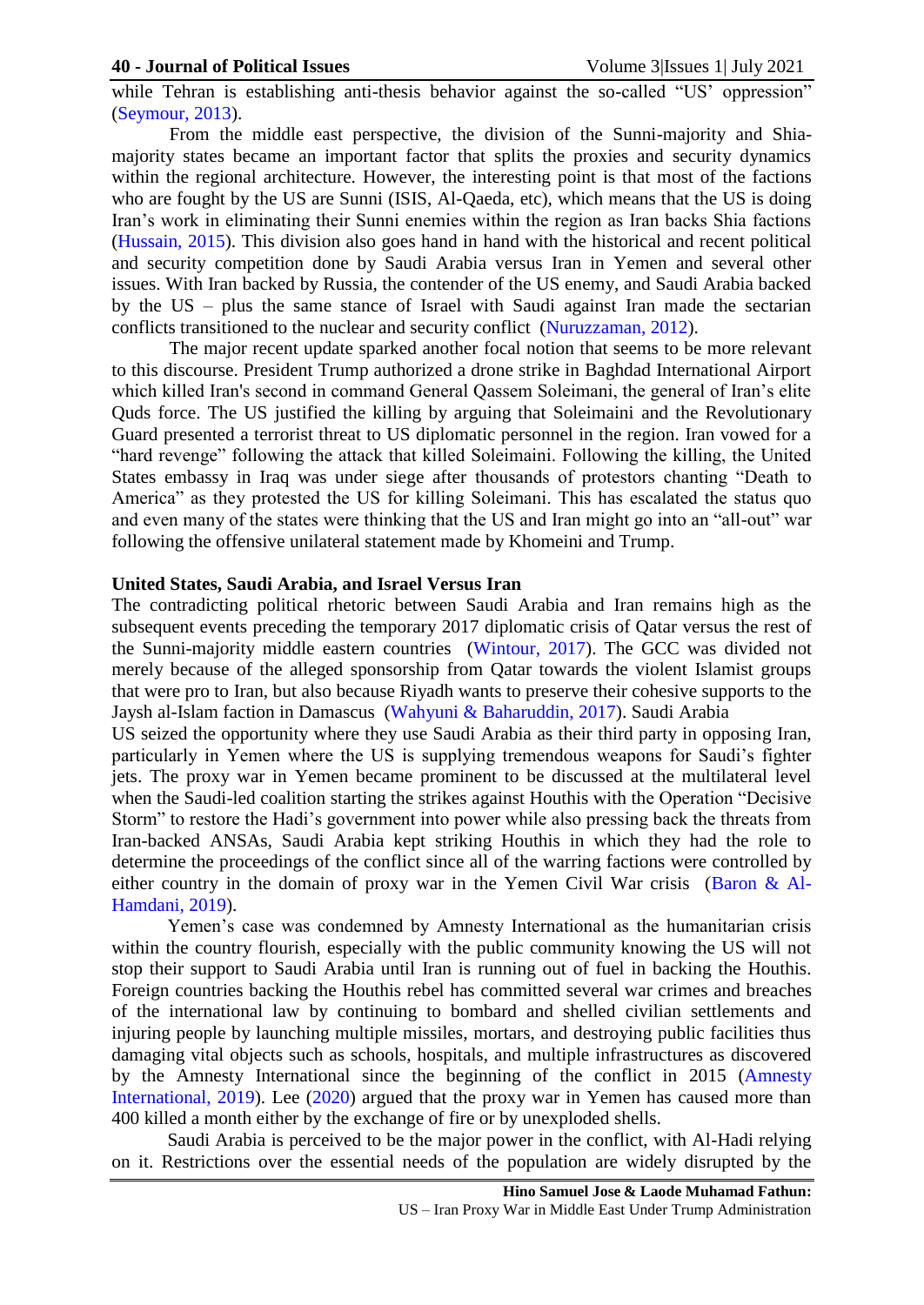while Tehran is establishing anti-thesis behavior against the so-called "US' oppression" (Seymour, 2013).

From the middle east perspective, the division of the Sunni-majority and Shia-majority states became an important factor that splits the proxies and security dynamics within the regional architecture. However, the interesting point is that most of the factions who are fought by the US are Sunni (ISIS, Al-Qaeda, etc), which means that the US is doing Iran's work in eliminating their Sunni enemies within the region as Iran backs Shia factions (Hussain, 2015). This division also goes hand in hand with the historical and recent political and security competition done by Saudi Arabia versus Iran in Yemen and several other issues. With Iran backed by Russia, the contender of the US enemy, and Saudi Arabia backed by the US – plus the same stance of Israel with Saudi against Iran made the sectarian conflicts transitioned to the nuclear and security conflict (Nuruzzaman, 2012).

The major recent update sparked another focal notion that seems to be more relevant to this discourse. President Trump authorized a drone strike in Baghdad International Airport which killed Iran's second in command General Qassem Soleimani, the general of Iran's elite Quds force. The US justified the killing by arguing that Soleimaini and the Revolutionary Guard presented a terrorist threat to US diplomatic personnel in the region. Iran vowed for a "hard revenge" following the attack that killed Soleimaini. Following the killing, the United States embassy in Iraq was under siege after thousands of protestors chanting "Death to America" as they protested the US for killing Soleimani. This has escalated the status quo and even many of the states were thinking that the US and Iran might go into an "all-out" war following the offensive unilateral statement made by Khomeini and Trump.

## United States, Saudi Arabia, and Israel Versus Iran

The contradicting political rhetoric between Saudi Arabia and Iran remains high as the subsequent events preceding the temporary 2017 diplomatic crisis of Qatar versus the rest of the Sunni-majority middle eastern countries (Wintour, 2017). The GCC was divided not merely because of the alleged sponsorship from Qatar towards the violent Islamist groups that were pro to Iran, but also because Riyadh wants to preserve their cohesive supports to the Jaysh al-Islam faction in Damascus (Wahyuni & Baharuddin, 2017). Saudi Arabia

US seized the opportunity where they use Saudi Arabia as their third party in opposing Iran, particularly in Yemen where the US is supplying tremendous weapons for Saudi's fighter jets. The proxy war in Yemen became prominent to be discussed at the multilateral level when the Saudi-led coalition starting the strikes against Houthis with the Operation "Decisive Storm" to restore the Hadi's government into power while also pressing back the threats from Iran-backed ANSAs, Saudi Arabia kept striking Houthis in which they had the role to determine the proceedings of the conflict since all of the warring factions were controlled by either country in the domain of proxy war in the Yemen Civil War crisis (Baron & Al-Hamdani, 2019).

Yemen's case was condemned by Amnesty International as the humanitarian crisis within the country flourish, especially with the public community knowing the US will not stop their support to Saudi Arabia until Iran is running out of fuel in backing the Houthis. Foreign countries backing the Houthis rebel has committed several war crimes and breaches of the international law by continuing to bombard and shelled civilian settlements and injuring people by launching multiple missiles, mortars, and destroying public facilities thus damaging vital objects such as schools, hospitals, and multiple infrastructures as discovered by the Amnesty International since the beginning of the conflict in 2015 (Amnesty International, 2019). Lee (2020) argued that the proxy war in Yemen has caused more than 400 killed a month either by the exchange of fire or by unexploded shells.

Saudi Arabia is perceived to be the major power in the conflict, with Al-Hadi relying on it. Restrictions over the essential needs of the population are widely disrupted by the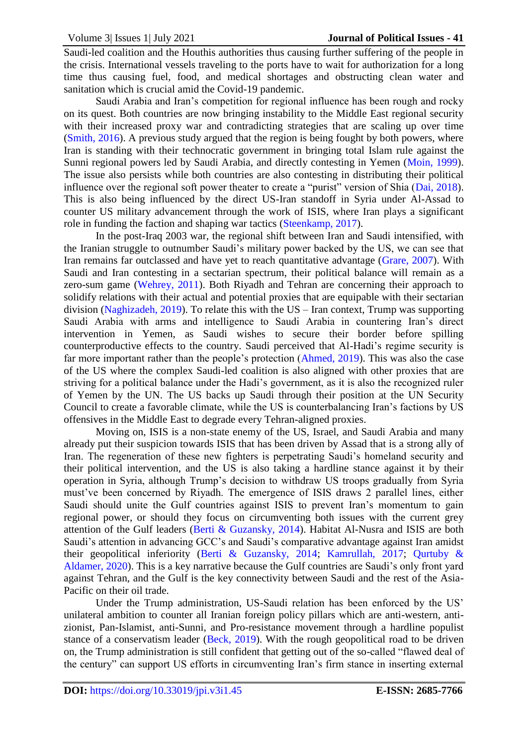Saudi-led coalition and the Houthis authorities thus causing further suffering of the people in the crisis. International vessels traveling to the ports have to wait for authorization for a long time thus causing fuel, food, and medical shortages and obstructing clean water and sanitation which is crucial amid the Covid-19 pandemic.

Saudi Arabia and Iran's competition for regional influence has been rough and rocky on its quest. Both countries are now bringing instability to the Middle East regional security with their increased proxy war and contradicting strategies that are scaling up over time (Smith, 2016). A previous study argued that the region is being fought by both powers, where Iran is standing with their technocratic government in bringing total Islam rule against the Sunni regional powers led by Saudi Arabia, and directly contesting in Yemen (Moin, 1999). The issue also persists while both countries are also contesting in distributing their political influence over the regional soft power theater to create a "purist" version of Shia (Dai, 2018). This is also being influenced by the direct US-Iran standoff in Syria under Al-Assad to counter US military advancement through the work of ISIS, where Iran plays a significant role in funding the faction and shaping war tactics (Steenkamp, 2017).

In the post-Iraq 2003 war, the regional shift between Iran and Saudi intensified, with the Iranian struggle to outnumber Saudi's military power backed by the US, we can see that Iran remains far outclassed and have yet to reach quantitative advantage (Grare, 2007). With Saudi and Iran contesting in a sectarian spectrum, their political balance will remain as a zero-sum game (Wehrey, 2011). Both Riyadh and Tehran are concerning their approach to solidify relations with their actual and potential proxies that are equipable with their sectarian division (Naghizadeh, 2019). To relate this with the US – Iran context, Trump was supporting Saudi Arabia with arms and intelligence to Saudi Arabia in countering Iran's direct intervention in Yemen, as Saudi wishes to secure their border before spilling counterproductive effects to the country. Saudi perceived that Al-Hadi's regime security is far more important rather than the people's protection (Ahmed, 2019). This was also the case of the US where the complex Saudi-led coalition is also aligned with other proxies that are striving for a political balance under the Hadi's government, as it is also the recognized ruler of Yemen by the UN. The US backs up Saudi through their position at the UN Security Council to create a favorable climate, while the US is counterbalancing Iran's factions by US offensives in the Middle East to degrade every Tehran-aligned proxies.

Moving on, ISIS is a non-state enemy of the US, Israel, and Saudi Arabia and many already put their suspicion towards ISIS that has been driven by Assad that is a strong ally of Iran. The regeneration of these new fighters is perpetrating Saudi's homeland security and their political intervention, and the US is also taking a hardline stance against it by their operation in Syria, although Trump's decision to withdraw US troops gradually from Syria must've been concerned by Riyadh. The emergence of ISIS draws 2 parallel lines, either Saudi should unite the Gulf countries against ISIS to prevent Iran's momentum to gain regional power, or should they focus on circumventing both issues with the current grey attention of the Gulf leaders (Berti & Guzansky, 2014). Habitat Al-Nusra and ISIS are both Saudi's attention in advancing GCC's and Saudi's comparative advantage against Iran amidst their geopolitical inferiority (Berti & Guzansky, 2014; Kamrullah, 2017; Qurtuby & Aldamer, 2020). This is a key narrative because the Gulf countries are Saudi's only front yard against Tehran, and the Gulf is the key connectivity between Saudi and the rest of the Asia-Pacific on their oil trade.

Under the Trump administration, US-Saudi relation has been enforced by the US' unilateral ambition to counter all Iranian foreign policy pillars which are anti-western, anti-zionist, Pan-Islamist, anti-Sunni, and Pro-resistance movement through a hardline populist stance of a conservatism leader (Beck, 2019). With the rough geopolitical road to be driven on, the Trump administration is still confident that getting out of the so-called "flawed deal of the century" can support US efforts in circumventing Iran's firm stance in inserting external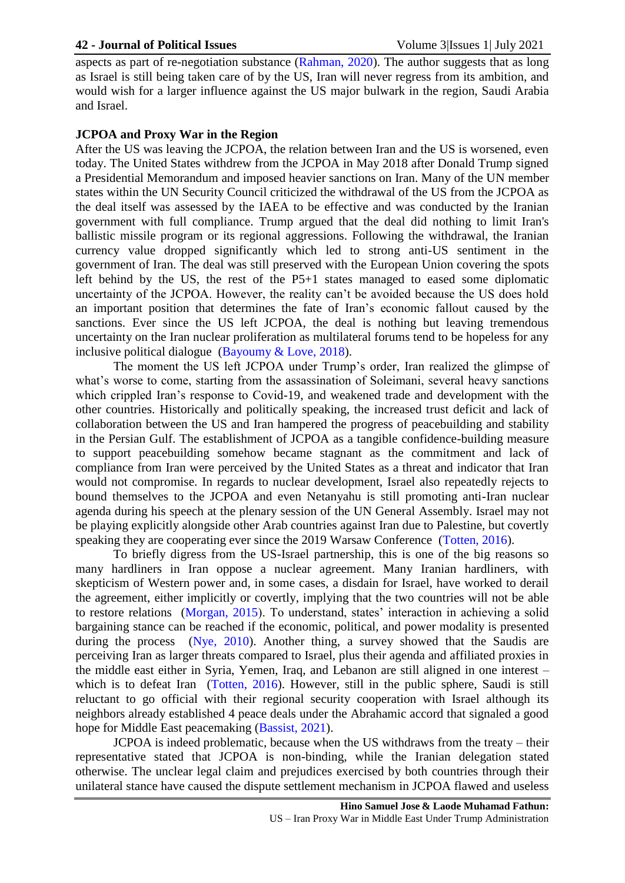aspects as part of re-negotiation substance (Rahman, 2020). The author suggests that as long as Israel is still being taken care of by the US, Iran will never regress from its ambition, and would wish for a larger influence against the US major bulwark in the region, Saudi Arabia and Israel.

### JCPOA and Proxy War in the Region

After the US was leaving the JCPOA, the relation between Iran and the US is worsened, even today. The United States withdrew from the JCPOA in May 2018 after Donald Trump signed a Presidential Memorandum and imposed heavier sanctions on Iran. Many of the UN member states within the UN Security Council criticized the withdrawal of the US from the JCPOA as the deal itself was assessed by the IAEA to be effective and was conducted by the Iranian government with full compliance. Trump argued that the deal did nothing to limit Iran's ballistic missile program or its regional aggressions. Following the withdrawal, the Iranian currency value dropped significantly which led to strong anti-US sentiment in the government of Iran. The deal was still preserved with the European Union covering the spots left behind by the US, the rest of the P5+1 states managed to eased some diplomatic uncertainty of the JCPOA. However, the reality can't be avoided because the US does hold an important position that determines the fate of Iran's economic fallout caused by the sanctions. Ever since the US left JCPOA, the deal is nothing but leaving tremendous uncertainty on the Iran nuclear proliferation as multilateral forums tend to be hopeless for any inclusive political dialogue (Bayoumy & Love, 2018).

The moment the US left JCPOA under Trump's order, Iran realized the glimpse of what's worse to come, starting from the assassination of Soleimani, several heavy sanctions which crippled Iran's response to Covid-19, and weakened trade and development with the other countries. Historically and politically speaking, the increased trust deficit and lack of collaboration between the US and Iran hampered the progress of peacebuilding and stability in the Persian Gulf. The establishment of JCPOA as a tangible confidence-building measure to support peacebuilding somehow became stagnant as the commitment and lack of compliance from Iran were perceived by the United States as a threat and indicator that Iran would not compromise. In regards to nuclear development, Israel also repeatedly rejects to bound themselves to the JCPOA and even Netanyahu is still promoting anti-Iran nuclear agenda during his speech at the plenary session of the UN General Assembly. Israel may not be playing explicitly alongside other Arab countries against Iran due to Palestine, but covertly speaking they are cooperating ever since the 2019 Warsaw Conference (Totten, 2016).

To briefly digress from the US-Israel partnership, this is one of the big reasons so many hardliners in Iran oppose a nuclear agreement. Many Iranian hardliners, with skepticism of Western power and, in some cases, a disdain for Israel, have worked to derail the agreement, either implicitly or covertly, implying that the two countries will not be able to restore relations (Morgan, 2015). To understand, states' interaction in achieving a solid bargaining stance can be reached if the economic, political, and power modality is presented during the process (Nye, 2010). Another thing, a survey showed that the Saudis are perceiving Iran as larger threats compared to Israel, plus their agenda and affiliated proxies in the middle east either in Syria, Yemen, Iraq, and Lebanon are still aligned in one interest – which is to defeat Iran (Totten, 2016). However, still in the public sphere, Saudi is still reluctant to go official with their regional security cooperation with Israel although its neighbors already established 4 peace deals under the Abrahamic accord that signaled a good hope for Middle East peacemaking (Bassist, 2021).

JCPOA is indeed problematic, because when the US withdraws from the treaty – their representative stated that JCPOA is non-binding, while the Iranian delegation stated otherwise. The unclear legal claim and prejudices exercised by both countries through their unilateral stance have caused the dispute settlement mechanism in JCPOA flawed and useless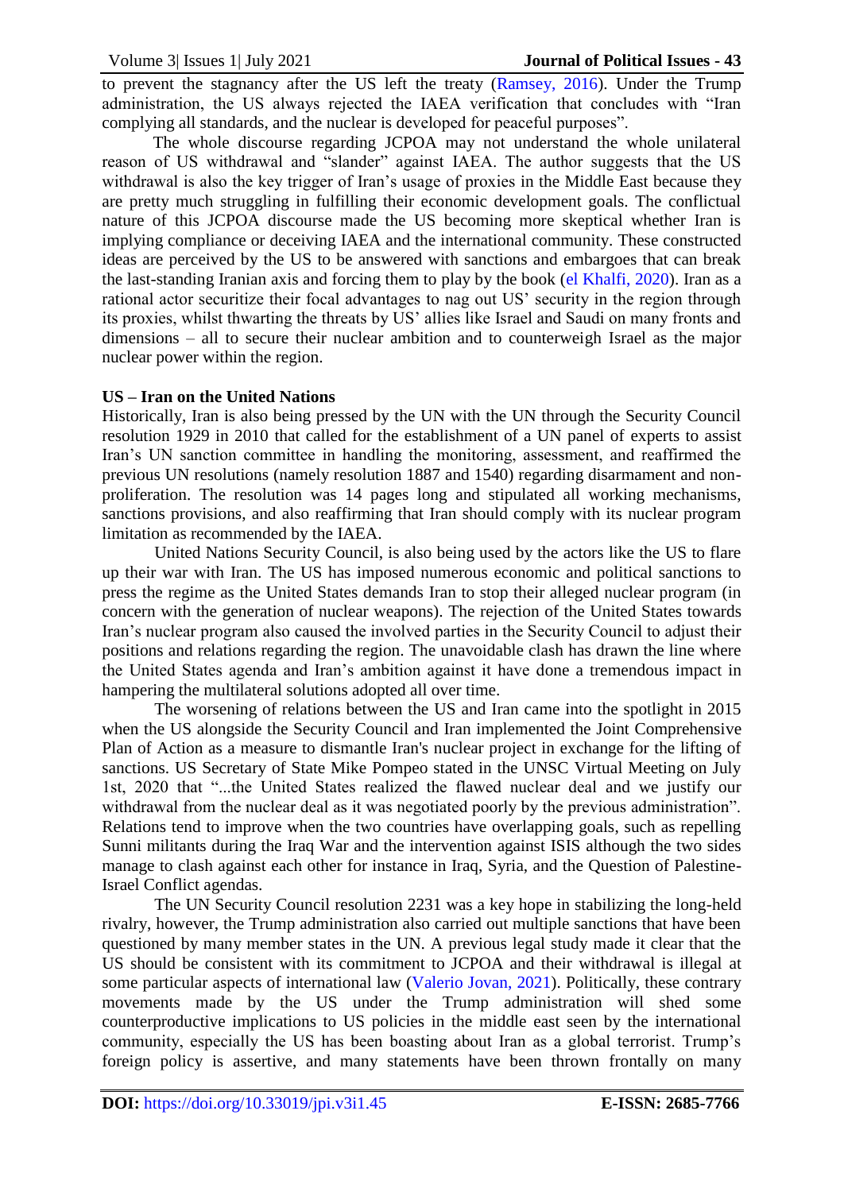to prevent the stagnancy after the US left the treaty (Ramsey, 2016). Under the Trump administration, the US always rejected the IAEA verification that concludes with "Iran complying all standards, and the nuclear is developed for peaceful purposes".

The whole discourse regarding JCPOA may not understand the whole unilateral reason of US withdrawal and "slander" against IAEA. The author suggests that the US withdrawal is also the key trigger of Iran's usage of proxies in the Middle East because they are pretty much struggling in fulfilling their economic development goals. The conflictual nature of this JCPOA discourse made the US becoming more skeptical whether Iran is implying compliance or deceiving IAEA and the international community. These constructed ideas are perceived by the US to be answered with sanctions and embargoes that can break the last-standing Iranian axis and forcing them to play by the book (el Khalfi, 2020). Iran as a rational actor securitize their focal advantages to nag out US' security in the region through its proxies, whilst thwarting the threats by US' allies like Israel and Saudi on many fronts and dimensions – all to secure their nuclear ambition and to counterweigh Israel as the major nuclear power within the region.

## US – Iran on the United Nations

Historically, Iran is also being pressed by the UN with the UN through the Security Council resolution 1929 in 2010 that called for the establishment of a UN panel of experts to assist Iran's UN sanction committee in handling the monitoring, assessment, and reaffirmed the previous UN resolutions (namely resolution 1887 and 1540) regarding disarmament and non-proliferation. The resolution was 14 pages long and stipulated all working mechanisms, sanctions provisions, and also reaffirming that Iran should comply with its nuclear program limitation as recommended by the IAEA.

United Nations Security Council, is also being used by the actors like the US to flare up their war with Iran. The US has imposed numerous economic and political sanctions to press the regime as the United States demands Iran to stop their alleged nuclear program (in concern with the generation of nuclear weapons). The rejection of the United States towards Iran's nuclear program also caused the involved parties in the Security Council to adjust their positions and relations regarding the region. The unavoidable clash has drawn the line where the United States agenda and Iran's ambition against it have done a tremendous impact in hampering the multilateral solutions adopted all over time.

The worsening of relations between the US and Iran came into the spotlight in 2015 when the US alongside the Security Council and Iran implemented the Joint Comprehensive Plan of Action as a measure to dismantle Iran's nuclear project in exchange for the lifting of sanctions. US Secretary of State Mike Pompeo stated in the UNSC Virtual Meeting on July 1st, 2020 that "...the United States realized the flawed nuclear deal and we justify our withdrawal from the nuclear deal as it was negotiated poorly by the previous administration". Relations tend to improve when the two countries have overlapping goals, such as repelling Sunni militants during the Iraq War and the intervention against ISIS although the two sides manage to clash against each other for instance in Iraq, Syria, and the Question of Palestine-Israel Conflict agendas.

The UN Security Council resolution 2231 was a key hope in stabilizing the long-held rivalry, however, the Trump administration also carried out multiple sanctions that have been questioned by many member states in the UN. A previous legal study made it clear that the US should be consistent with its commitment to JCPOA and their withdrawal is illegal at some particular aspects of international law (Valerio Jovan, 2021). Politically, these contrary movements made by the US under the Trump administration will shed some counterproductive implications to US policies in the middle east seen by the international community, especially the US has been boasting about Iran as a global terrorist. Trump's foreign policy is assertive, and many statements have been thrown frontally on many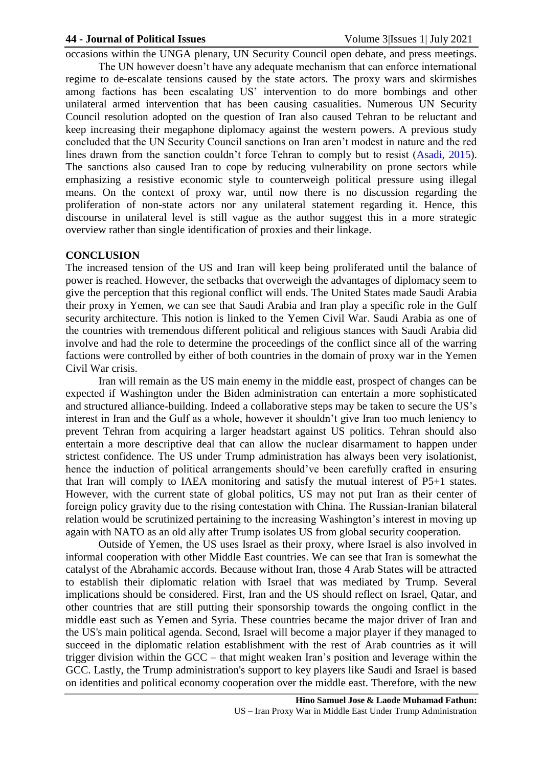occasions within the UNGA plenary, UN Security Council open debate, and press meetings.

The UN however doesn't have any adequate mechanism that can enforce international regime to de-escalate tensions caused by the state actors. The proxy wars and skirmishes among factions has been escalating US' intervention to do more bombings and other unilateral armed intervention that has been causing casualities. Numerous UN Security Council resolution adopted on the question of Iran also caused Tehran to be reluctant and keep increasing their megaphone diplomacy against the western powers. A previous study concluded that the UN Security Council sanctions on Iran aren't modest in nature and the red lines drawn from the sanction couldn't force Tehran to comply but to resist (Asadi, 2015). The sanctions also caused Iran to cope by reducing vulnerability on prone sectors while emphasizing a resistive economic style to counterweigh political pressure using illegal means. On the context of proxy war, until now there is no discussion regarding the proliferation of non-state actors nor any unilateral statement regarding it. Hence, this discourse in unilateral level is still vague as the author suggest this in a more strategic overview rather than single identification of proxies and their linkage.

## CONCLUSION

The increased tension of the US and Iran will keep being proliferated until the balance of power is reached. However, the setbacks that overweigh the advantages of diplomacy seem to give the perception that this regional conflict will ends. The United States made Saudi Arabia their proxy in Yemen, we can see that Saudi Arabia and Iran play a specific role in the Gulf security architecture. This notion is linked to the Yemen Civil War. Saudi Arabia as one of the countries with tremendous different political and religious stances with Saudi Arabia did involve and had the role to determine the proceedings of the conflict since all of the warring factions were controlled by either of both countries in the domain of proxy war in the Yemen Civil War crisis.

Iran will remain as the US main enemy in the middle east, prospect of changes can be expected if Washington under the Biden administration can entertain a more sophisticated and structured alliance-building. Indeed a collaborative steps may be taken to secure the US's interest in Iran and the Gulf as a whole, however it shouldn't give Iran too much leniency to prevent Tehran from acquiring a larger headstart against US politics. Tehran should also entertain a more descriptive deal that can allow the nuclear disarmament to happen under strictest confidence. The US under Trump administration has always been very isolationist, hence the induction of political arrangements should've been carefully crafted in ensuring that Iran will comply to IAEA monitoring and satisfy the mutual interest of P5+1 states. However, with the current state of global politics, US may not put Iran as their center of foreign policy gravity due to the rising contestation with China. The Russian-Iranian bilateral relation would be scrutinized pertaining to the increasing Washington's interest in moving up again with NATO as an old ally after Trump isolates US from global security cooperation.

Outside of Yemen, the US uses Israel as their proxy, where Israel is also involved in informal cooperation with other Middle East countries. We can see that Iran is somewhat the catalyst of the Abrahamic accords. Because without Iran, those 4 Arab States will be attracted to establish their diplomatic relation with Israel that was mediated by Trump. Several implications should be considered. First, Iran and the US should reflect on Israel, Qatar, and other countries that are still putting their sponsorship towards the ongoing conflict in the middle east such as Yemen and Syria. These countries became the major driver of Iran and the US's main political agenda. Second, Israel will become a major player if they managed to succeed in the diplomatic relation establishment with the rest of Arab countries as it will trigger division within the GCC – that might weaken Iran's position and leverage within the GCC. Lastly, the Trump administration's support to key players like Saudi and Israel is based on identities and political economy cooperation over the middle east. Therefore, with the new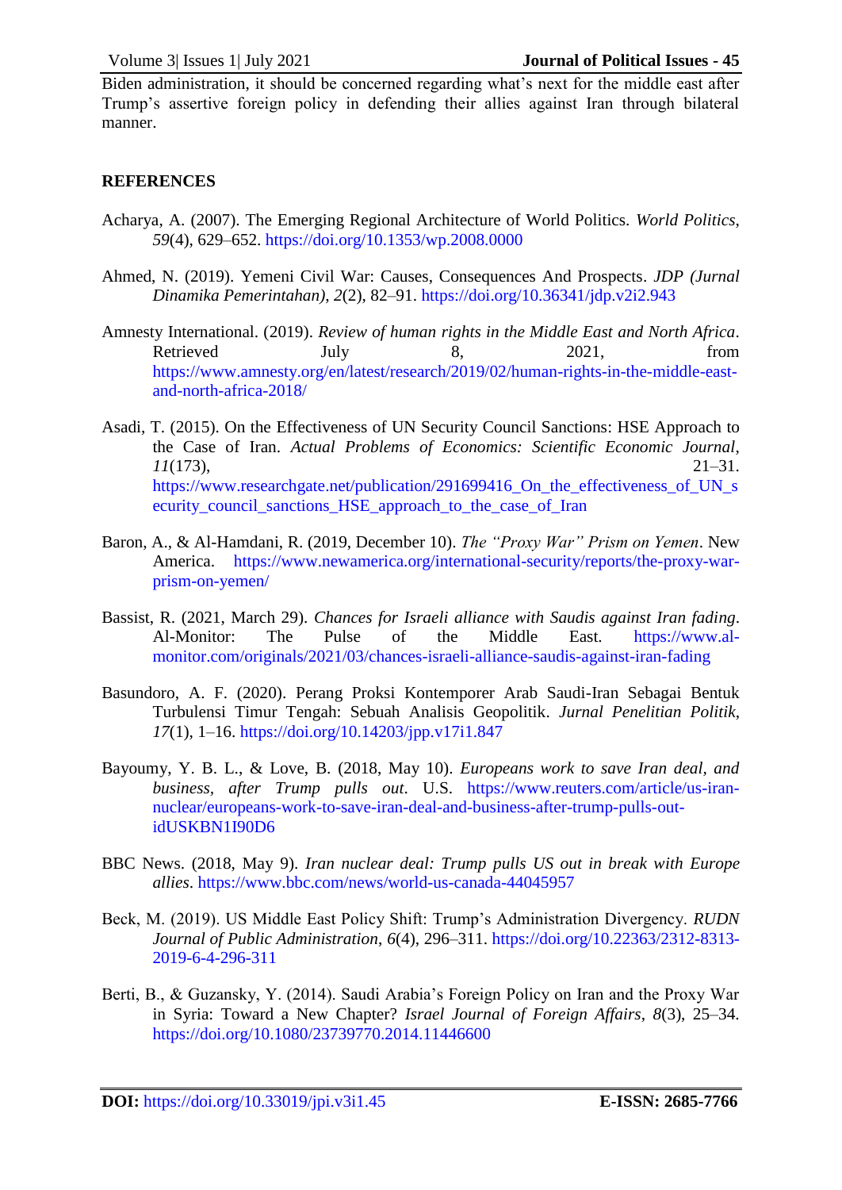Biden administration, it should be concerned regarding what's next for the middle east after Trump's assertive foreign policy in defending their allies against Iran through bilateral manner.

## REFERENCES

Acharya, A. (2007). The Emerging Regional Architecture of World Politics. *World Politics*, *59*(4), 629–652. https://doi.org/10.1353/wp.2008.0000

Ahmed, N. (2019). Yemeni Civil War: Causes, Consequences And Prospects. *JDP (Jurnal Dinamika Pemerintahan)*, *2*(2), 82–91. https://doi.org/10.36341/jdp.v2i2.943

Amnesty International. (2019). *Review of human rights in the Middle East and North Africa*. Retrieved July 8, 2021, from https://www.amnesty.org/en/latest/research/2019/02/human-rights-in-the-middle-east-and-north-africa-2018/

Asadi, T. (2015). On the Effectiveness of UN Security Council Sanctions: HSE Approach to the Case of Iran. *Actual Problems of Economics: Scientific Economic Journal*, *11*(173), 21–31. https://www.researchgate.net/publication/291699416_On_the_effectiveness_of_UN_security_council_sanctions_HSE_approach_to_the_case_of_Iran

Baron, A., & Al-Hamdani, R. (2019, December 10). *The "Proxy War" Prism on Yemen*. New America. https://www.newamerica.org/international-security/reports/the-proxy-war-prism-on-yemen/

Bassist, R. (2021, March 29). *Chances for Israeli alliance with Saudis against Iran fading*. Al-Monitor: The Pulse of the Middle East. https://www.al-monitor.com/originals/2021/03/chances-israeli-alliance-saudis-against-iran-fading

Basundoro, A. F. (2020). Perang Proksi Kontemporer Arab Saudi-Iran Sebagai Bentuk Turbulensi Timur Tengah: Sebuah Analisis Geopolitik. *Jurnal Penelitian Politik*, *17*(1), 1–16. https://doi.org/10.14203/jpp.v17i1.847

Bayoumy, Y. B. L., & Love, B. (2018, May 10). *Europeans work to save Iran deal, and business, after Trump pulls out*. U.S. https://www.reuters.com/article/us-iran-nuclear/europeans-work-to-save-iran-deal-and-business-after-trump-pulls-out-idUSKBN1I90D6

BBC News. (2018, May 9). *Iran nuclear deal: Trump pulls US out in break with Europe allies*. https://www.bbc.com/news/world-us-canada-44045957

Beck, M. (2019). US Middle East Policy Shift: Trump's Administration Divergency. *RUDN Journal of Public Administration*, *6*(4), 296–311. https://doi.org/10.22363/2312-8313-2019-6-4-296-311

Berti, B., & Guzansky, Y. (2014). Saudi Arabia's Foreign Policy on Iran and the Proxy War in Syria: Toward a New Chapter? *Israel Journal of Foreign Affairs*, *8*(3), 25–34. https://doi.org/10.1080/23739770.2014.11446600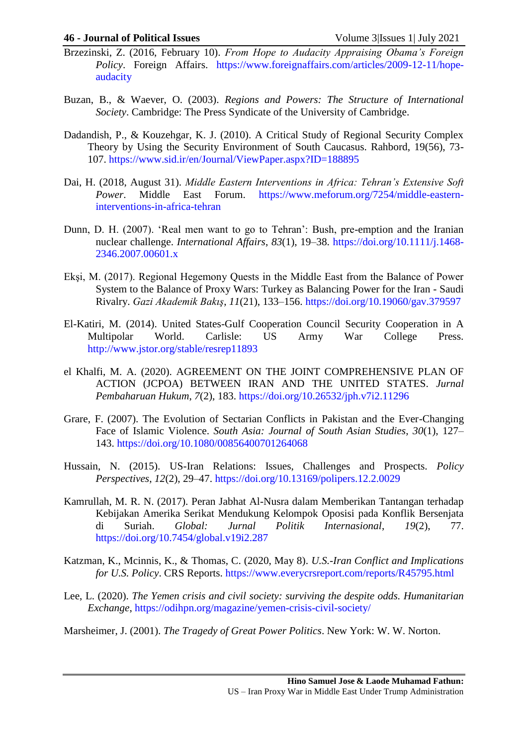Brzezinski, Z. (2016, February 10). *From Hope to Audacity Appraising Obama's Foreign Policy*. Foreign Affairs. https://www.foreignaffairs.com/articles/2009-12-11/hope-audacity

Buzan, B., & Waever, O. (2003). *Regions and Powers: The Structure of International Society*. Cambridge: The Press Syndicate of the University of Cambridge.

Dadandish, P., & Kouzehgar, K. J. (2010). A Critical Study of Regional Security Complex Theory by Using the Security Environment of South Caucasus. Rahbord, 19(56), 73-107. https://www.sid.ir/en/Journal/ViewPaper.aspx?ID=188895

Dai, H. (2018, August 31). *Middle Eastern Interventions in Africa: Tehran's Extensive Soft Power*. Middle East Forum. https://www.meforum.org/7254/middle-eastern-interventions-in-africa-tehran

Dunn, D. H. (2007). 'Real men want to go to Tehran': Bush, pre-emption and the Iranian nuclear challenge. *International Affairs*, *83*(1), 19–38. https://doi.org/10.1111/j.1468-2346.2007.00601.x

Ekşi, M. (2017). Regional Hegemony Quests in the Middle East from the Balance of Power System to the Balance of Proxy Wars: Turkey as Balancing Power for the Iran - Saudi Rivalry. *Gazi Akademik Bakış*, *11*(21), 133–156. https://doi.org/10.19060/gav.379597

El-Katiri, M. (2014). United States-Gulf Cooperation Council Security Cooperation in A Multipolar World. Carlisle: US Army War College Press. http://www.jstor.org/stable/resrep11893

el Khalfi, M. A. (2020). AGREEMENT ON THE JOINT COMPREHENSIVE PLAN OF ACTION (JCPOA) BETWEEN IRAN AND THE UNITED STATES. *Jurnal Pembaharuan Hukum*, *7*(2), 183. https://doi.org/10.26532/jph.v7i2.11296

Grare, F. (2007). The Evolution of Sectarian Conflicts in Pakistan and the Ever-Changing Face of Islamic Violence. *South Asia: Journal of South Asian Studies*, *30*(1), 127–143. https://doi.org/10.1080/00856400701264068

Hussain, N. (2015). US-Iran Relations: Issues, Challenges and Prospects. *Policy Perspectives*, *12*(2), 29–47. https://doi.org/10.13169/polipers.12.2.0029

Kamrullah, M. R. N. (2017). Peran Jabhat Al-Nusra dalam Memberikan Tantangan terhadap Kebijakan Amerika Serikat Mendukung Kelompok Oposisi pada Konflik Bersenjata di Suriah. *Global: Jurnal Politik Internasional*, *19*(2), 77. https://doi.org/10.7454/global.v19i2.287

Katzman, K., Mcinnis, K., & Thomas, C. (2020, May 8). *U.S.-Iran Conflict and Implications for U.S. Policy*. CRS Reports. https://www.everycrsreport.com/reports/R45795.html

Lee, L. (2020). *The Yemen crisis and civil society: surviving the despite odds. Humanitarian Exchange*, https://odihpn.org/magazine/yemen-crisis-civil-society/

Marsheimer, J. (2001). *The Tragedy of Great Power Politics*. New York: W. W. Norton.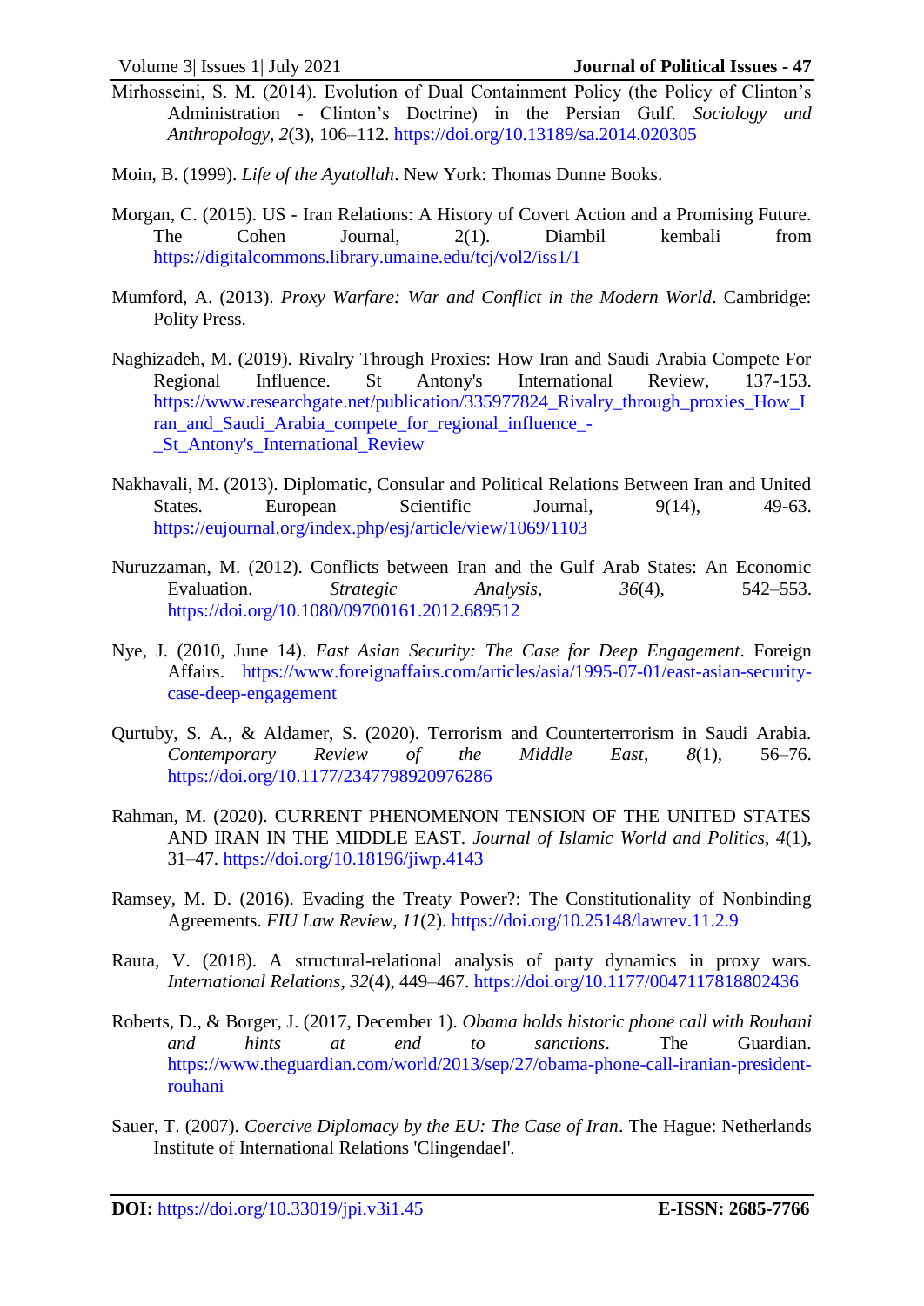Mirhosseini, S. M. (2014). Evolution of Dual Containment Policy (the Policy of Clinton's Administration - Clinton's Doctrine) in the Persian Gulf. *Sociology and Anthropology*, *2*(3), 106–112. https://doi.org/10.13189/sa.2014.020305

Moin, B. (1999). *Life of the Ayatollah*. New York: Thomas Dunne Books.

Morgan, C. (2015). US - Iran Relations: A History of Covert Action and a Promising Future. The Cohen Journal, 2(1). Diambil kembali from https://digitalcommons.library.umaine.edu/tcj/vol2/iss1/1

Mumford, A. (2013). *Proxy Warfare: War and Conflict in the Modern World*. Cambridge: Polity Press.

Naghizadeh, M. (2019). Rivalry Through Proxies: How Iran and Saudi Arabia Compete For Regional Influence. St Antony's International Review, 137-153. https://www.researchgate.net/publication/335977824_Rivalry_through_proxies_How_Iran_and_Saudi_Arabia_compete_for_regional_influence_-_St_Antony's_International_Review

Nakhavali, M. (2013). Diplomatic, Consular and Political Relations Between Iran and United States. European Scientific Journal, 9(14), 49-63. https://eujournal.org/index.php/esj/article/view/1069/1103

Nuruzzaman, M. (2012). Conflicts between Iran and the Gulf Arab States: An Economic Evaluation. *Strategic Analysis*, *36*(4), 542–553. https://doi.org/10.1080/09700161.2012.689512

Nye, J. (2010, June 14). *East Asian Security: The Case for Deep Engagement*. Foreign Affairs. https://www.foreignaffairs.com/articles/asia/1995-07-01/east-asian-security-case-deep-engagement

Qurtuby, S. A., & Aldamer, S. (2020). Terrorism and Counterterrorism in Saudi Arabia. *Contemporary Review of the Middle East*, *8*(1), 56–76. https://doi.org/10.1177/2347798920976286

Rahman, M. (2020). CURRENT PHENOMENON TENSION OF THE UNITED STATES AND IRAN IN THE MIDDLE EAST. *Journal of Islamic World and Politics*, *4*(1), 31–47. https://doi.org/10.18196/jiwp.4143

Ramsey, M. D. (2016). Evading the Treaty Power?: The Constitutionality of Nonbinding Agreements. *FIU Law Review*, *11*(2). https://doi.org/10.25148/lawrev.11.2.9

Rauta, V. (2018). A structural-relational analysis of party dynamics in proxy wars. *International Relations*, *32*(4), 449–467. https://doi.org/10.1177/0047117818802436

Roberts, D., & Borger, J. (2017, December 1). *Obama holds historic phone call with Rouhani and hints at end to sanctions*. The Guardian. https://www.theguardian.com/world/2013/sep/27/obama-phone-call-iranian-president-rouhani

Sauer, T. (2007). *Coercive Diplomacy by the EU: The Case of Iran*. The Hague: Netherlands Institute of International Relations 'Clingendael'.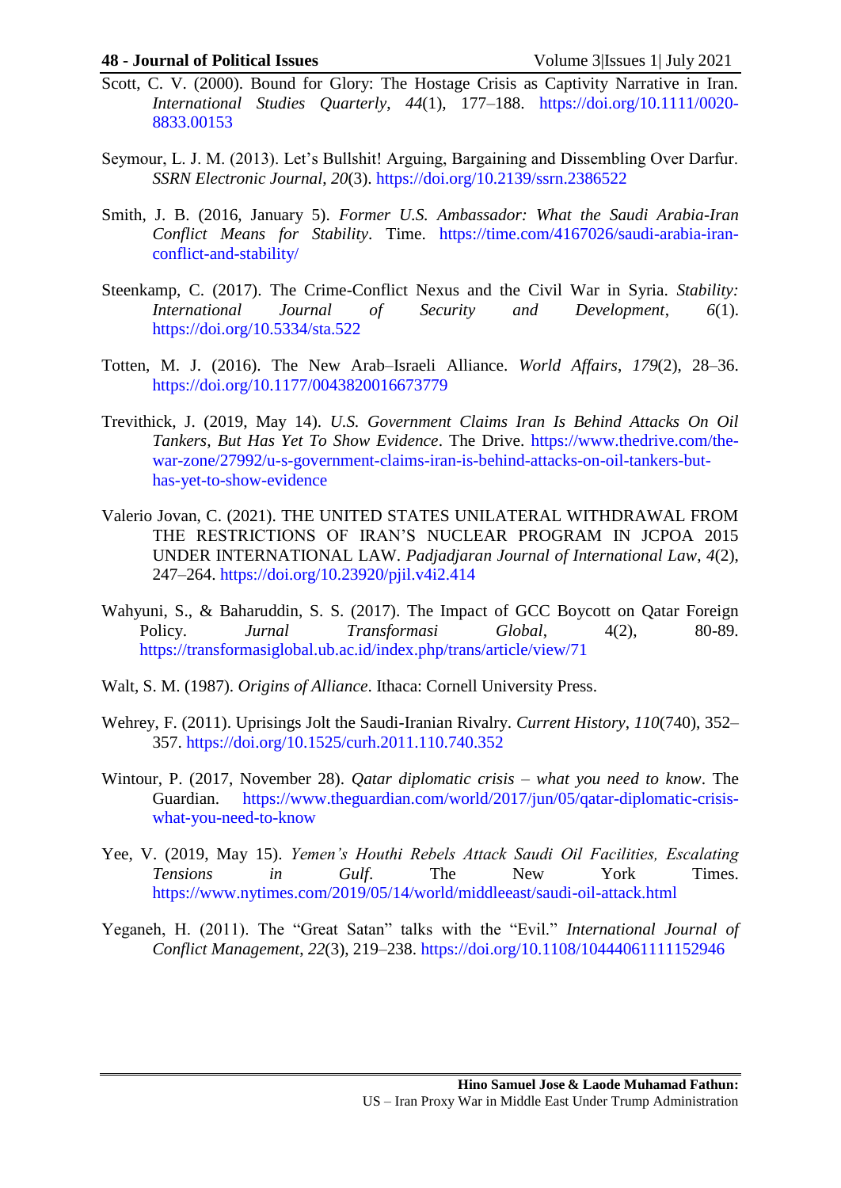Scott, C. V. (2000). Bound for Glory: The Hostage Crisis as Captivity Narrative in Iran. *International Studies Quarterly*, *44*(1), 177–188. https://doi.org/10.1111/0020-8833.00153

Seymour, L. J. M. (2013). Let's Bullshit! Arguing, Bargaining and Dissembling Over Darfur. *SSRN Electronic Journal*, *20*(3). https://doi.org/10.2139/ssrn.2386522

Smith, J. B. (2016, January 5). *Former U.S. Ambassador: What the Saudi Arabia-Iran Conflict Means for Stability*. Time. https://time.com/4167026/saudi-arabia-iran-conflict-and-stability/

Steenkamp, C. (2017). The Crime-Conflict Nexus and the Civil War in Syria. *Stability: International Journal of Security and Development*, *6*(1). https://doi.org/10.5334/sta.522

Totten, M. J. (2016). The New Arab–Israeli Alliance. *World Affairs*, *179*(2), 28–36. https://doi.org/10.1177/0043820016673779

Trevithick, J. (2019, May 14). *U.S. Government Claims Iran Is Behind Attacks On Oil Tankers, But Has Yet To Show Evidence*. The Drive. https://www.thedrive.com/the-war-zone/27992/u-s-government-claims-iran-is-behind-attacks-on-oil-tankers-but-has-yet-to-show-evidence

Valerio Jovan, C. (2021). THE UNITED STATES UNILATERAL WITHDRAWAL FROM THE RESTRICTIONS OF IRAN'S NUCLEAR PROGRAM IN JCPOA 2015 UNDER INTERNATIONAL LAW. *Padjadjaran Journal of International Law*, *4*(2), 247–264. https://doi.org/10.23920/pjil.v4i2.414

Wahyuni, S., & Baharuddin, S. S. (2017). The Impact of GCC Boycott on Qatar Foreign Policy. *Jurnal Transformasi Global*, 4(2), 80-89. https://transformasiglobal.ub.ac.id/index.php/trans/article/view/71

Walt, S. M. (1987). *Origins of Alliance*. Ithaca: Cornell University Press.

Wehrey, F. (2011). Uprisings Jolt the Saudi-Iranian Rivalry. *Current History*, *110*(740), 352–357. https://doi.org/10.1525/curh.2011.110.740.352

Wintour, P. (2017, November 28). *Qatar diplomatic crisis – what you need to know*. The Guardian. https://www.theguardian.com/world/2017/jun/05/qatar-diplomatic-crisis-what-you-need-to-know

Yee, V. (2019, May 15). *Yemen's Houthi Rebels Attack Saudi Oil Facilities, Escalating Tensions in Gulf*. The New York Times. https://www.nytimes.com/2019/05/14/world/middleeast/saudi-oil-attack.html

Yeganeh, H. (2011). The "Great Satan" talks with the "Evil." *International Journal of Conflict Management*, *22*(3), 219–238. https://doi.org/10.1108/10444061111152946